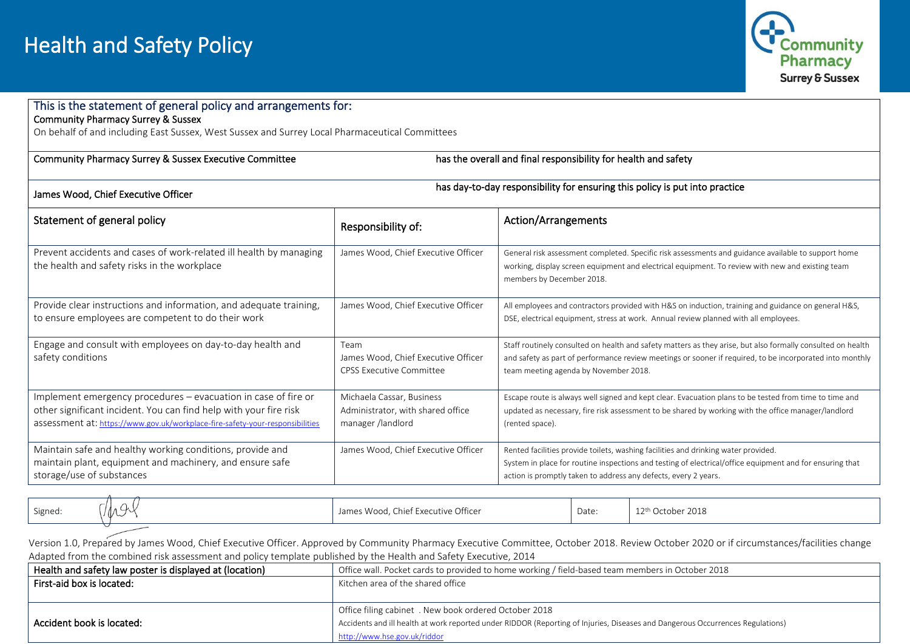# Health and Safety Policy

Community Pharmacy Surrey & Sussex

## This is the statement of general policy and arrangements for:

**Community Pharmacy Surrey & Sussex**

On behalf of and including East Sussex, West Sussex and Surrey Local Pharmaceutical Committees

| | |
|---|---|
| Community Pharmacy Surrey & Sussex Executive Committee | has the overall and final responsibility for health and safety |
| James Wood, Chief Executive Officer | has day-to-day responsibility for ensuring this policy is put into practice |

| Statement of general policy | Responsibility of: | Action/Arrangements |
|---|---|---|
| Prevent accidents and cases of work-related ill health by managing the health and safety risks in the workplace | James Wood, Chief Executive Officer | General risk assessment completed. Specific risk assessments and guidance available to support home working, display screen equipment and electrical equipment. To review with new and existing team members by December 2018. |
| Provide clear instructions and information, and adequate training, to ensure employees are competent to do their work | James Wood, Chief Executive Officer | All employees and contractors provided with H&S on induction, training and guidance on general H&S, DSE, electrical equipment, stress at work. Annual review planned with all employees. |
| Engage and consult with employees on day-to-day health and safety conditions | Team<br>James Wood, Chief Executive Officer<br>CPSS Executive Committee | Staff routinely consulted on health and safety matters as they arise, but also formally consulted on health and safety as part of performance review meetings or sooner if required, to be incorporated into monthly team meeting agenda by November 2018. |
| Implement emergency procedures – evacuation in case of fire or other significant incident. You can find help with your fire risk assessment at: https://www.gov.uk/workplace-fire-safety-your-responsibilities | Michaela Cassar, Business Administrator, with shared office manager /landlord | Escape route is always well signed and kept clear. Evacuation plans to be tested from time to time and updated as necessary, fire risk assessment to be shared by working with the office manager/landlord (rented space). |
| Maintain safe and healthy working conditions, provide and maintain plant, equipment and machinery, and ensure safe storage/use of substances | James Wood, Chief Executive Officer | Rented facilities provide toilets, washing facilities and drinking water provided.<br>System in place for routine inspections and testing of electrical/office equipment and for ensuring that action is promptly taken to address any defects, every 2 years. |

| Signed: | [signature] | James Wood, Chief Executive Officer | Date: | 12th October 2018 |
|---|---|---|---|---|

Version 1.0, Prepared by James Wood, Chief Executive Officer. Approved by Community Pharmacy Executive Committee, October 2018. Review October 2020 or if circumstances/facilities change

Adapted from the combined risk assessment and policy template published by the Health and Safety Executive, 2014

| | |
|---|---|
| **Health and safety law poster is displayed at (location)** | Office wall. Pocket cards to provided to home working / field-based team members in October 2018 |
| **First-aid box is located:** | Kitchen area of the shared office |
| **Accident book is located:** | Office filing cabinet . New book ordered October 2018<br>Accidents and ill health at work reported under RIDDOR (Reporting of Injuries, Diseases and Dangerous Occurrences Regulations)<br>http://www.hse.gov.uk/riddor |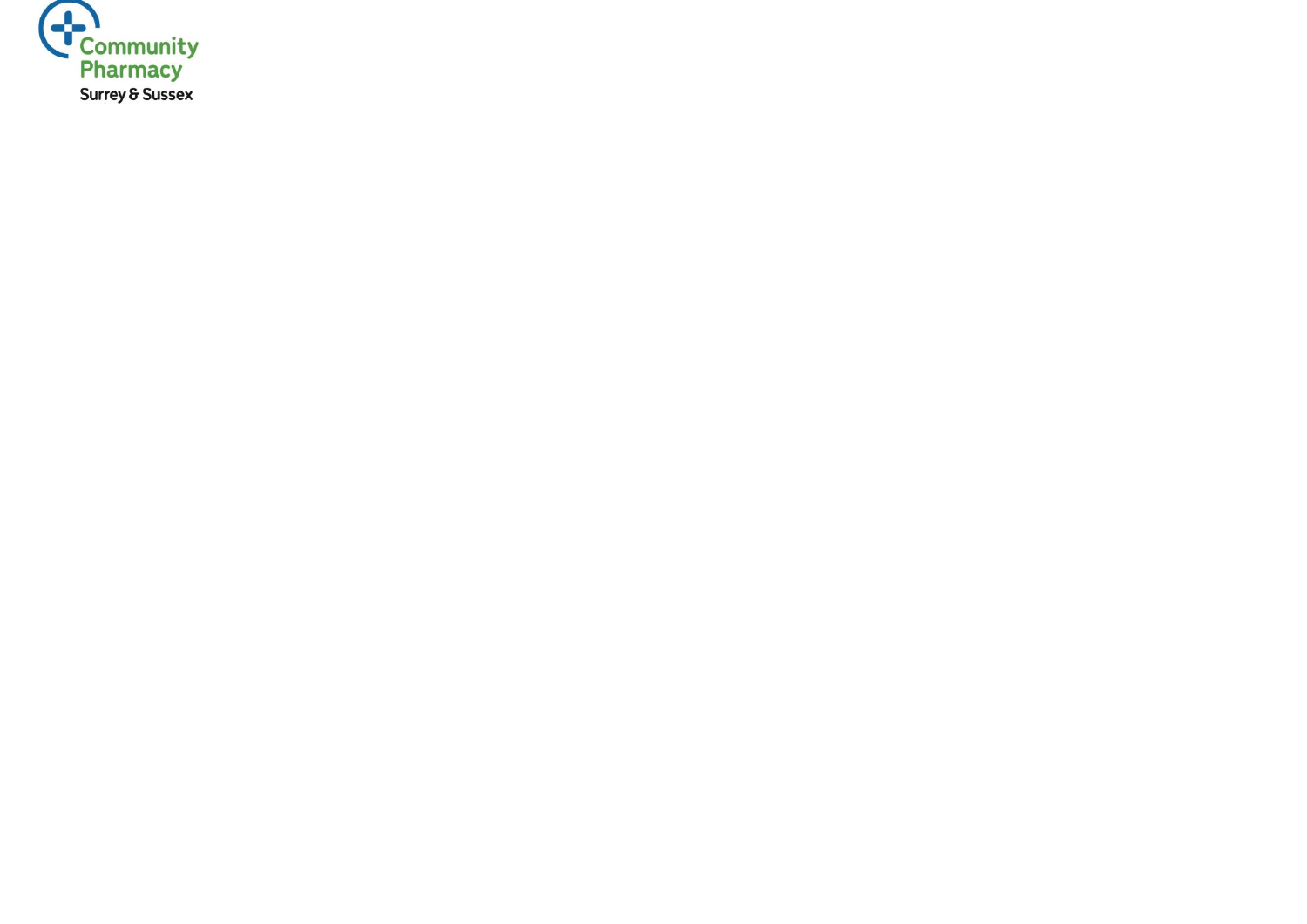Community Pharmacy

Surrey & Sussex